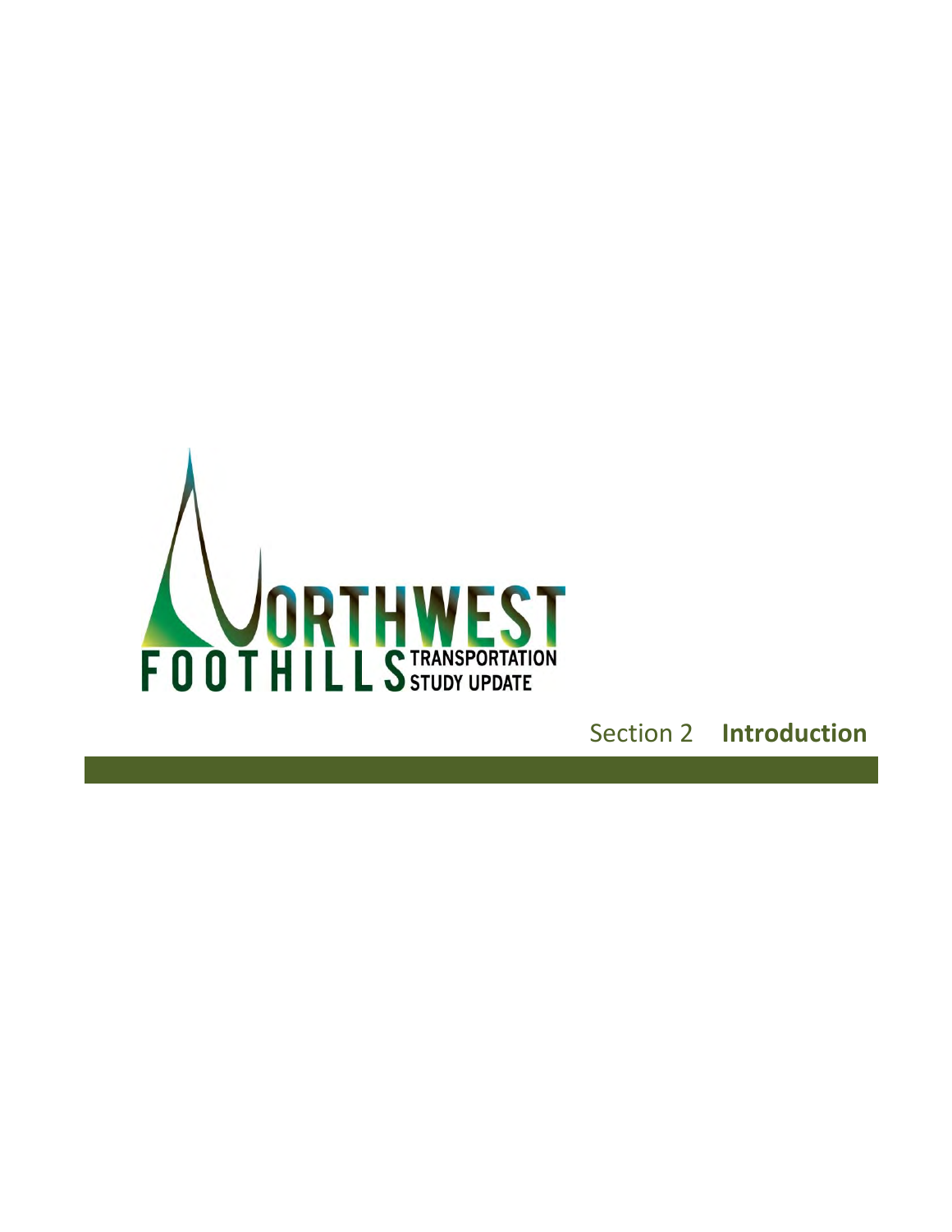NORTHWEST FOOTHILLS TRANSPORTATION STUDY UPDATE

# Section 2 **Introduction**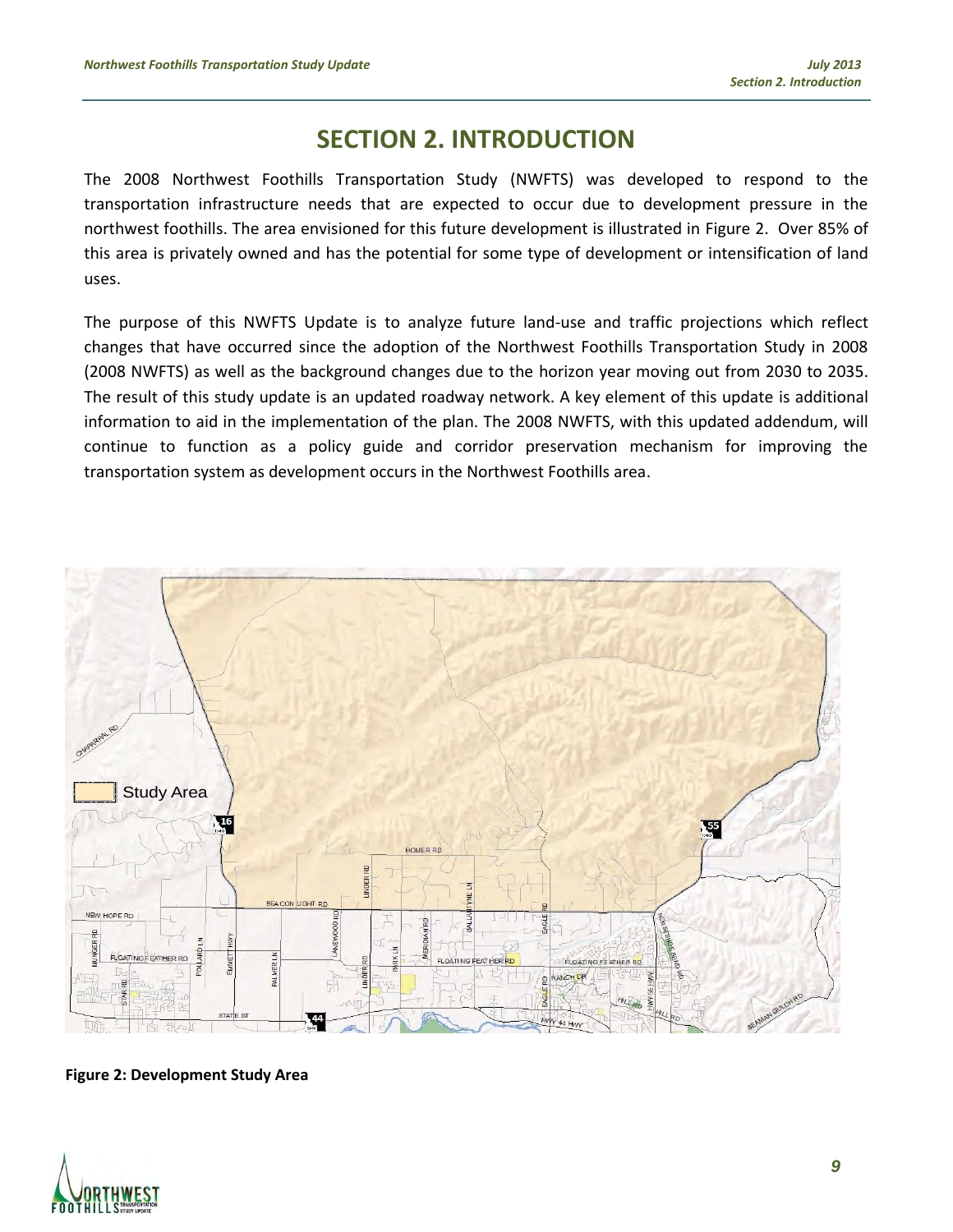# SECTION 2. INTRODUCTION

The 2008 Northwest Foothills Transportation Study (NWFTS) was developed to respond to the transportation infrastructure needs that are expected to occur due to development pressure in the northwest foothills. The area envisioned for this future development is illustrated in Figure 2. Over 85% of this area is privately owned and has the potential for some type of development or intensification of land uses.

The purpose of this NWFTS Update is to analyze future land-use and traffic projections which reflect changes that have occurred since the adoption of the Northwest Foothills Transportation Study in 2008 (2008 NWFTS) as well as the background changes due to the horizon year moving out from 2030 to 2035. The result of this study update is an updated roadway network. A key element of this update is additional information to aid in the implementation of the plan. The 2008 NWFTS, with this updated addendum, will continue to function as a policy guide and corridor preservation mechanism for improving the transportation system as development occurs in the Northwest Foothills area.

**Figure 2: Development Study Area**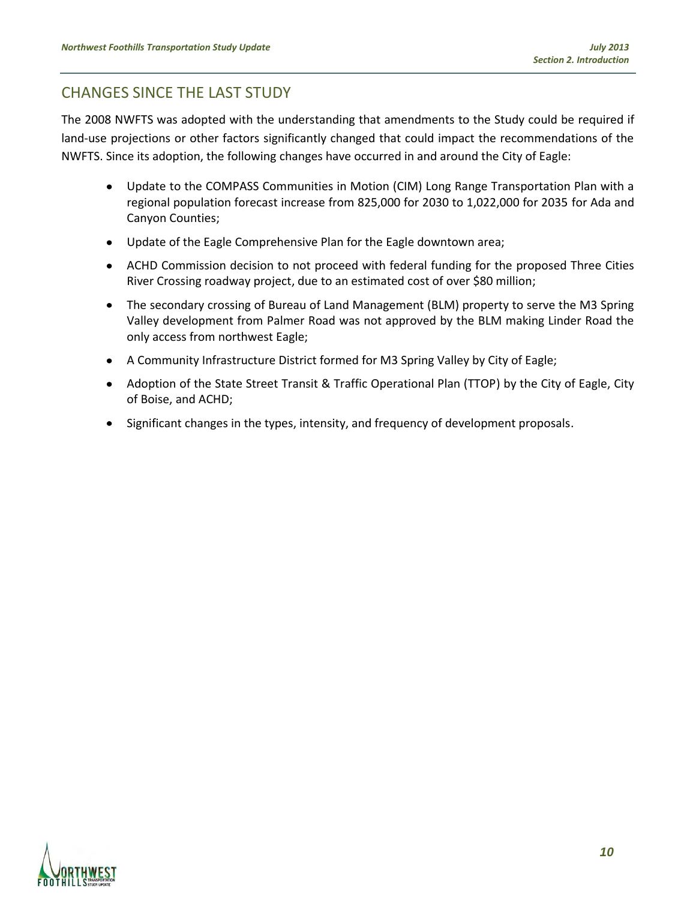## CHANGES SINCE THE LAST STUDY

The 2008 NWFTS was adopted with the understanding that amendments to the Study could be required if land-use projections or other factors significantly changed that could impact the recommendations of the NWFTS. Since its adoption, the following changes have occurred in and around the City of Eagle:

- Update to the COMPASS Communities in Motion (CIM) Long Range Transportation Plan with a regional population forecast increase from 825,000 for 2030 to 1,022,000 for 2035 for Ada and Canyon Counties;
- Update of the Eagle Comprehensive Plan for the Eagle downtown area;
- ACHD Commission decision to not proceed with federal funding for the proposed Three Cities River Crossing roadway project, due to an estimated cost of over $80 million;
- The secondary crossing of Bureau of Land Management (BLM) property to serve the M3 Spring Valley development from Palmer Road was not approved by the BLM making Linder Road the only access from northwest Eagle;
- A Community Infrastructure District formed for M3 Spring Valley by City of Eagle;
- Adoption of the State Street Transit & Traffic Operational Plan (TTOP) by the City of Eagle, City of Boise, and ACHD;
- Significant changes in the types, intensity, and frequency of development proposals.